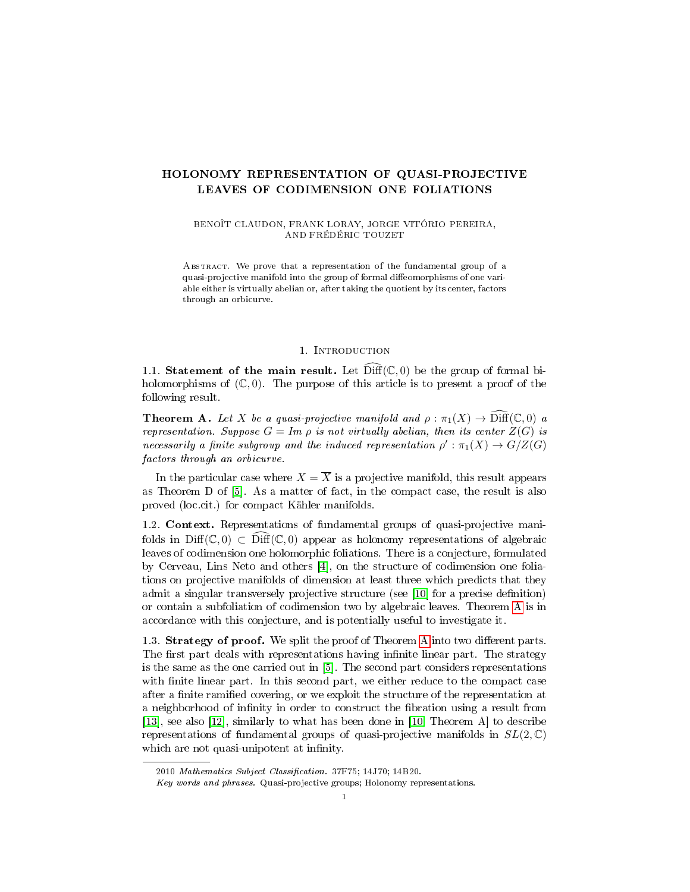# HOLONOMY REPRESENTATION OF QUASI-PROJECTIVE LEAVES OF CODIMENSION ONE FOLIATIONS

BENOÎT CLAUDON, FRANK LORAY, JORGE VITÓRIO PEREIRA, AND FRÉDÉRIC TOUZET

ABSTRACT. We prove that a representation of the fundamental group of a quasi-projective manifold into the group of formal diffeomorphisms of one variable either is virtually abelian or, after taking the quotient by its center, factors through an orbicurve.

## 1. Introduction

**1.1. Statement of the main result.** Let $\widehat{\mathrm{Diff}}(\mathbb{C},0)$ be the group of formal biholomorphisms of $(\mathbb{C},0)$. The purpose of this article is to present a proof of the following result.

**Theorem A.** *Let $X$ be a quasi-projective manifold and $\rho : \pi_1(X) \to \widehat{\mathrm{Diff}}(\mathbb{C},0)$ a representation. Suppose $G = Im\ \rho$ is not virtually abelian, then its center $Z(G)$ is necessarily a finite subgroup and the induced representation $\rho' : \pi_1(X) \to G/Z(G)$ factors through an orbicurve.*

In the particular case where $X = \overline{X}$ is a projective manifold, this result appears as Theorem D of [5]. As a matter of fact, in the compact case, the result is also proved (loc.cit.) for compact Kähler manifolds.

**1.2. Context.** Representations of fundamental groups of quasi-projective manifolds in $\mathrm{Diff}(\mathbb{C},0) \subset \widehat{\mathrm{Diff}}(\mathbb{C},0)$ appear as holonomy representations of algebraic leaves of codimension one holomorphic foliations. There is a conjecture, formulated by Cerveau, Lins Neto and others [4], on the structure of codimension one foliations on projective manifolds of dimension at least three which predicts that they admit a singular transversely projective structure (see [10] for a precise definition) or contain a subfoliation of codimension two by algebraic leaves. Theorem A is in accordance with this conjecture, and is potentially useful to investigate it.

**1.3. Strategy of proof.** We split the proof of Theorem A into two different parts. The first part deals with representations having infinite linear part. The strategy is the same as the one carried out in [5]. The second part considers representations with finite linear part. In this second part, we either reduce to the compact case after a finite ramified covering, or we exploit the structure of the representation at a neighborhood of infinity in order to construct the fibration using a result from [13], see also [12], similarly to what has been done in [10, Theorem A] to describe representations of fundamental groups of quasi-projective manifolds in $SL(2,\mathbb{C})$ which are not quasi-unipotent at infinity.

---

2010 *Mathematics Subject Classification.* 37F75; 14J70; 14B20.

*Key words and phrases.* Quasi-projective groups; Holonomy representations.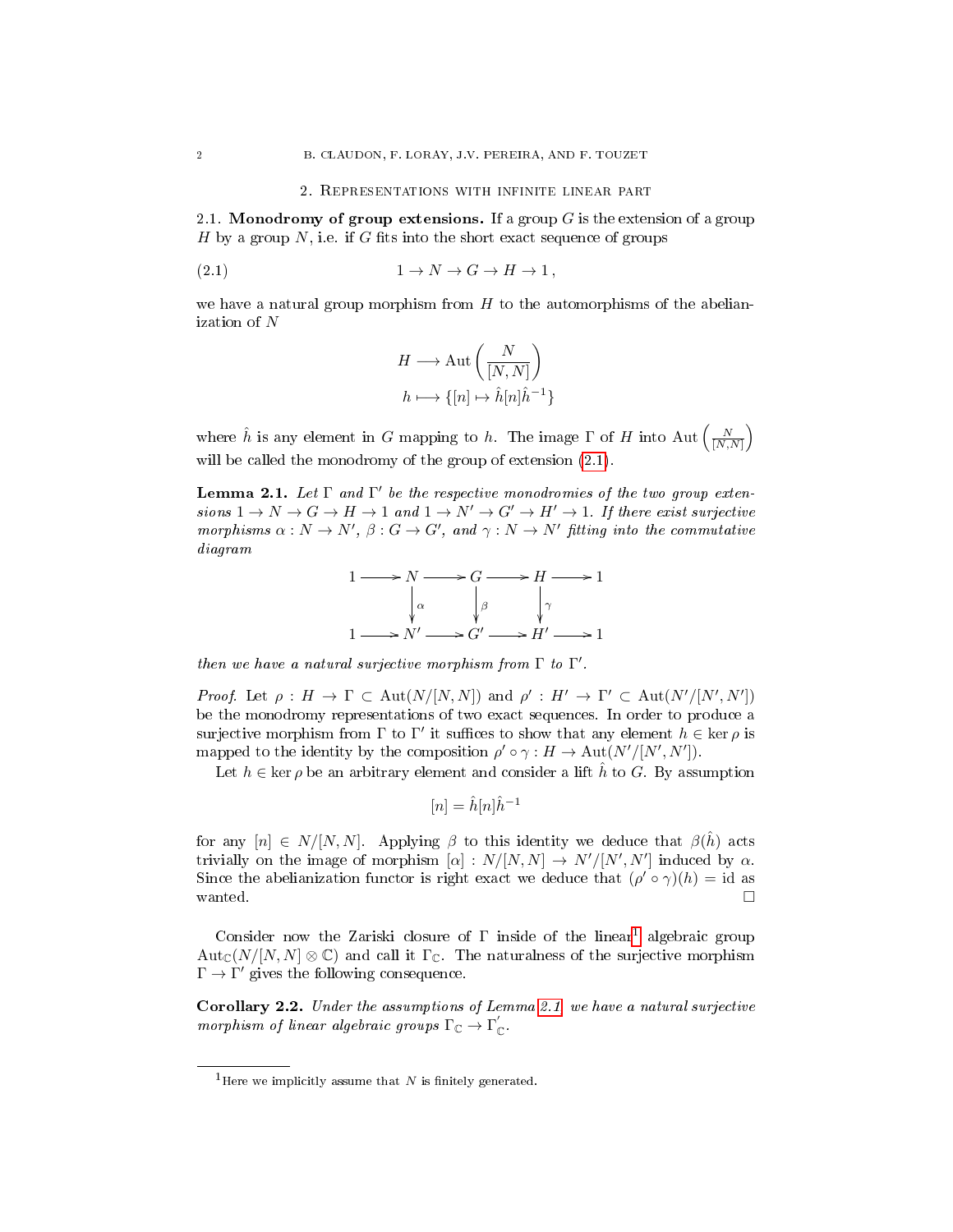## 2. Representations with infinite linear part

**2.1. Monodromy of group extensions.** If a group $G$ is the extension of a group $H$ by a group $N$, i.e. if $G$ fits into the short exact sequence of groups

$$1 \to N \to G \to H \to 1\,, \tag{2.1}$$

we have a natural group morphism from $H$ to the automorphisms of the abelianization of $N$

$$H \longrightarrow \mathrm{Aut}\left(\frac{N}{[N,N]}\right)$$
$$h \longmapsto \{[n] \mapsto \hat{h}[n]\hat{h}^{-1}\}$$

where $\hat{h}$ is any element in $G$ mapping to $h$. The image $\Gamma$ of $H$ into $\mathrm{Aut}\left(\frac{N}{[N,N]}\right)$ will be called the monodromy of the group of extension (2.1).

**Lemma 2.1.** *Let $\Gamma$ and $\Gamma'$ be the respective monodromies of the two group extensions $1 \to N \to G \to H \to 1$ and $1 \to N' \to G' \to H' \to 1$. If there exist surjective morphisms $\alpha : N \to N'$, $\beta : G \to G'$, and $\gamma : N \to N'$ fitting into the commutative diagram*

$$\begin{array}{ccccccccc}
1 & \longrightarrow & N & \longrightarrow & G & \longrightarrow & H & \longrightarrow & 1 \\
 & & \downarrow{\scriptstyle \alpha} & & \downarrow{\scriptstyle \beta} & & \downarrow{\scriptstyle \gamma} & & \\
1 & \longrightarrow & N' & \longrightarrow & G' & \longrightarrow & H' & \longrightarrow & 1
\end{array}$$

*then we have a natural surjective morphism from $\Gamma$ to $\Gamma'$.*

*Proof.* Let $\rho : H \to \Gamma \subset \mathrm{Aut}(N/[N,N])$ and $\rho' : H' \to \Gamma' \subset \mathrm{Aut}(N'/[N',N'])$ be the monodromy representations of two exact sequences. In order to produce a surjective morphism from $\Gamma$ to $\Gamma'$ it suffices to show that any element $h \in \ker \rho$ is mapped to the identity by the composition $\rho' \circ \gamma : H \to \mathrm{Aut}(N'/[N',N'])$.

Let $h \in \ker \rho$ be an arbitrary element and consider a lift $\hat{h}$ to $G$. By assumption

$$[n] = \hat{h}[n]\hat{h}^{-1}$$

for any $[n] \in N/[N,N]$. Applying $\beta$ to this identity we deduce that $\beta(\hat{h})$ acts trivially on the image of morphism $[\alpha] : N/[N,N] \to N'/[N',N']$ induced by $\alpha$. Since the abelianization functor is right exact we deduce that $(\rho' \circ \gamma)(h) = \mathrm{id}$ as wanted. □

Consider now the Zariski closure of $\Gamma$ inside of the linear[1] algebraic group $\mathrm{Aut}_{\mathbb{C}}(N/[N,N] \otimes \mathbb{C})$ and call it $\Gamma_{\mathbb{C}}$. The naturalness of the surjective morphism $\Gamma \to \Gamma'$ gives the following consequence.

**Corollary 2.2.** *Under the assumptions of Lemma 2.1, we have a natural surjective morphism of linear algebraic groups $\Gamma_{\mathbb{C}} \to \Gamma'_{\mathbb{C}}$.*

---

[1] Here we implicitly assume that $N$ is finitely generated.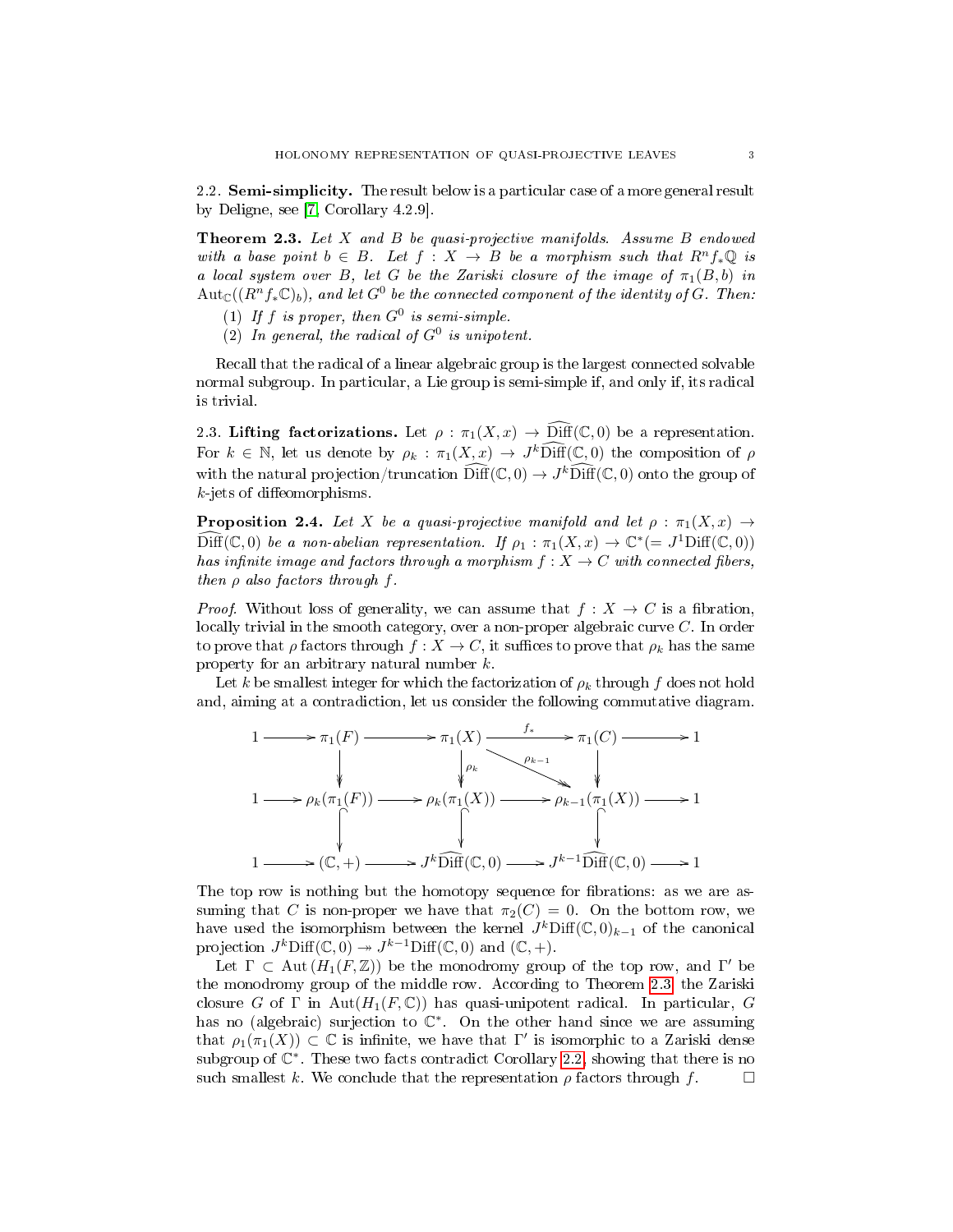2.2. **Semi-simplicity.** The result below is a particular case of a more general result by Deligne, see [7, Corollary 4.2.9].

**Theorem 2.3.** *Let $X$ and $B$ be quasi-projective manifolds. Assume $B$ endowed with a base point $b \in B$. Let $f : X \to B$ be a morphism such that $R^n f_* \mathbb{Q}$ is a local system over $B$, let $G$ be the Zariski closure of the image of $\pi_1(B, b)$ in $\mathrm{Aut}_{\mathbb{C}}((R^n f_* \mathbb{C})_b)$, and let $G^0$ be the connected component of the identity of $G$. Then:*

1. *If $f$ is proper, then $G^0$ is semi-simple.*
2. *In general, the radical of $G^0$ is unipotent.*

Recall that the radical of a linear algebraic group is the largest connected solvable normal subgroup. In particular, a Lie group is semi-simple if, and only if, its radical is trivial.

2.3. **Lifting factorizations.** Let $\rho : \pi_1(X, x) \to \widehat{\mathrm{Diff}}(\mathbb{C}, 0)$ be a representation. For $k \in \mathbb{N}$, let us denote by $\rho_k : \pi_1(X, x) \to J^k\widehat{\mathrm{Diff}}(\mathbb{C}, 0)$ the composition of $\rho$ with the natural projection/truncation $\widehat{\mathrm{Diff}}(\mathbb{C}, 0) \to J^k\widehat{\mathrm{Diff}}(\mathbb{C}, 0)$ onto the group of $k$-jets of diffeomorphisms.

**Proposition 2.4.** *Let $X$ be a quasi-projective manifold and let $\rho : \pi_1(X, x) \to \widehat{\mathrm{Diff}}(\mathbb{C}, 0)$ be a non-abelian representation. If $\rho_1 : \pi_1(X, x) \to \mathbb{C}^*(= J^1\mathrm{Diff}(\mathbb{C}, 0))$ has infinite image and factors through a morphism $f : X \to C$ with connected fibers, then $\rho$ also factors through $f$.*

*Proof.* Without loss of generality, we can assume that $f : X \to C$ is a fibration, locally trivial in the smooth category, over a non-proper algebraic curve $C$. In order to prove that $\rho$ factors through $f : X \to C$, it suffices to prove that $\rho_k$ has the same property for an arbitrary natural number $k$.

Let $k$ be smallest integer for which the factorization of $\rho_k$ through $f$ does not hold and, aiming at a contradiction, let us consider the following commutative diagram.

$$
\begin{array}{ccccccccc}
1 & \longrightarrow & \pi_1(F) & \longrightarrow & \pi_1(X) & \xrightarrow{f_*} & \pi_1(C) & \longrightarrow & 1 \\
 & & \downarrow & & \downarrow \rho_k & \searrow^{\rho_{k-1}} & \downarrow & & \\
1 & \longrightarrow & \rho_k(\pi_1(F)) & \longrightarrow & \rho_k(\pi_1(X)) & \longrightarrow & \rho_{k-1}(\pi_1(X)) & \longrightarrow & 1 \\
 & & \downarrow & & \downarrow & & \downarrow & & \\
1 & \longrightarrow & (\mathbb{C}, +) & \longrightarrow & J^k\widehat{\mathrm{Diff}}(\mathbb{C}, 0) & \longrightarrow & J^{k-1}\widehat{\mathrm{Diff}}(\mathbb{C}, 0) & \longrightarrow & 1
\end{array}
$$

The top row is nothing but the homotopy sequence for fibrations: as we are assuming that $C$ is non-proper we have that $\pi_2(C) = 0$. On the bottom row, we have used the isomorphism between the kernel $J^k\mathrm{Diff}(\mathbb{C}, 0)_{k-1}$ of the canonical projection $J^k\mathrm{Diff}(\mathbb{C}, 0) \twoheadrightarrow J^{k-1}\mathrm{Diff}(\mathbb{C}, 0)$ and $(\mathbb{C}, +)$.

Let $\Gamma \subset \mathrm{Aut}\,(H_1(F, \mathbb{Z}))$ be the monodromy group of the top row, and $\Gamma'$ be the monodromy group of the middle row. According to Theorem 2.3, the Zariski closure $G$ of $\Gamma$ in $\mathrm{Aut}(H_1(F, \mathbb{C}))$ has quasi-unipotent radical. In particular, $G$ has no (algebraic) surjection to $\mathbb{C}^*$. On the other hand since we are assuming that $\rho_1(\pi_1(X)) \subset \mathbb{C}$ is infinite, we have that $\Gamma'$ is isomorphic to a Zariski dense subgroup of $\mathbb{C}^*$. These two facts contradict Corollary 2.2, showing that there is no such smallest $k$. We conclude that the representation $\rho$ factors through $f$. $\square$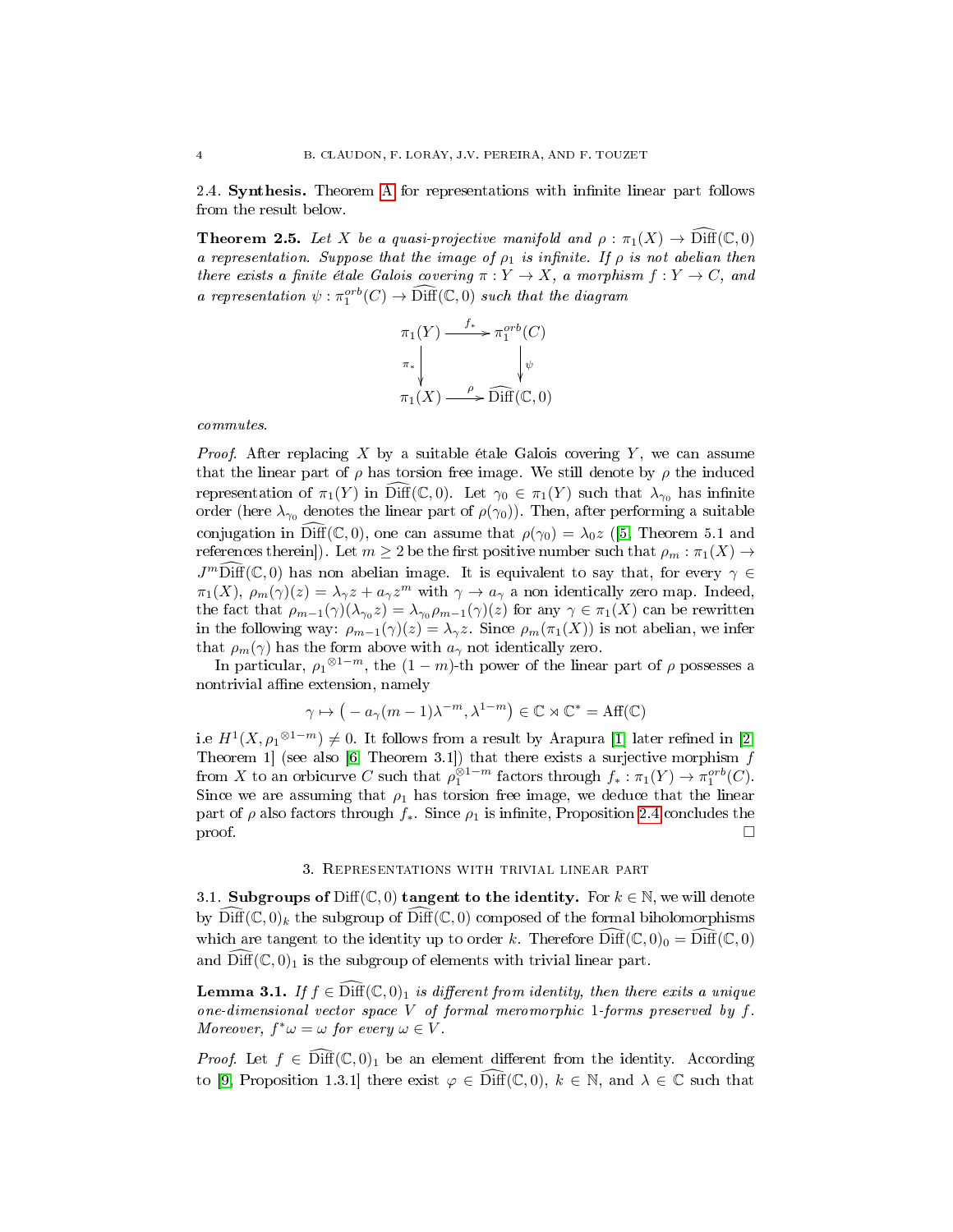**2.4. Synthesis.** Theorem A for representations with infinite linear part follows from the result below.

**Theorem 2.5.** *Let $X$ be a quasi-projective manifold and $\rho : \pi_1(X) \to \widehat{\mathrm{Diff}}(\mathbb{C}, 0)$ a representation. Suppose that the image of $\rho_1$ is infinite. If $\rho$ is not abelian then there exists a finite étale Galois covering $\pi : Y \to X$, a morphism $f : Y \to C$, and a representation $\psi : \pi_1^{orb}(C) \to \widehat{\mathrm{Diff}}(\mathbb{C}, 0)$ such that the diagram*

$$\begin{array}{ccc} \pi_1(Y) & \xrightarrow{f_*} & \pi_1^{orb}(C) \\ {\scriptstyle \pi_*}\downarrow & & \downarrow{\scriptstyle \psi} \\ \pi_1(X) & \xrightarrow{\rho} & \widehat{\mathrm{Diff}}(\mathbb{C}, 0) \end{array}$$

*commutes.*

*Proof.* After replacing $X$ by a suitable étale Galois covering $Y$, we can assume that the linear part of $\rho$ has torsion free image. We still denote by $\rho$ the induced representation of $\pi_1(Y)$ in $\widehat{\mathrm{Diff}}(\mathbb{C}, 0)$. Let $\gamma_0 \in \pi_1(Y)$ such that $\lambda_{\gamma_0}$ has infinite order (here $\lambda_{\gamma_0}$ denotes the linear part of $\rho(\gamma_0)$). Then, after performing a suitable conjugation in $\widehat{\mathrm{Diff}}(\mathbb{C}, 0)$, one can assume that $\rho(\gamma_0) = \lambda_0 z$ ([5, Theorem 5.1 and references therein]). Let $m \geq 2$ be the first positive number such that $\rho_m : \pi_1(X) \to J^m\widehat{\mathrm{Diff}}(\mathbb{C}, 0)$ has non abelian image. It is equivalent to say that, for every $\gamma \in \pi_1(X)$, $\rho_m(\gamma)(z) = \lambda_\gamma z + a_\gamma z^m$ with $\gamma \to a_\gamma$ a non identically zero map. Indeed, the fact that $\rho_{m-1}(\gamma)(\lambda_{\gamma_0} z) = \lambda_{\gamma_0} \rho_{m-1}(\gamma)(z)$ for any $\gamma \in \pi_1(X)$ can be rewritten in the following way: $\rho_{m-1}(\gamma)(z) = \lambda_\gamma z$. Since $\rho_m(\pi_1(X))$ is not abelian, we infer that $\rho_m(\gamma)$ has the form above with $a_\gamma$ not identically zero.

In particular, ${\rho_1}^{\otimes 1-m}$, the $(1-m)$-th power of the linear part of $\rho$ possesses a nontrivial affine extension, namely

$$\gamma \mapsto \big( -a_\gamma(m-1)\lambda^{-m}, \lambda^{1-m} \big) \in \mathbb{C} \rtimes \mathbb{C}^* = \mathrm{Aff}(\mathbb{C})$$

i.e $H^1(X, {\rho_1}^{\otimes 1-m}) \neq 0$. It follows from a result by Arapura [1] later refined in [2, Theorem 1] (see also [6, Theorem 3.1]) that there exists a surjective morphism $f$ from $X$ to an orbicurve $C$ such that $\rho_1^{\otimes 1-m}$ factors through $f_* : \pi_1(Y) \to \pi_1^{orb}(C)$. Since we are assuming that $\rho_1$ has torsion free image, we deduce that the linear part of $\rho$ also factors through $f_*$. Since $\rho_1$ is infinite, Proposition 2.4 concludes the proof. $\square$

## 3. Representations with trivial linear part

**3.1. Subgroups of $\mathrm{Diff}(\mathbb{C}, 0)$ tangent to the identity.** For $k \in \mathbb{N}$, we will denote by $\widehat{\mathrm{Diff}}(\mathbb{C}, 0)_k$ the subgroup of $\widehat{\mathrm{Diff}}(\mathbb{C}, 0)$ composed of the formal biholomorphisms which are tangent to the identity up to order $k$. Therefore $\widehat{\mathrm{Diff}}(\mathbb{C}, 0)_0 = \widehat{\mathrm{Diff}}(\mathbb{C}, 0)$ and $\widehat{\mathrm{Diff}}(\mathbb{C}, 0)_1$ is the subgroup of elements with trivial linear part.

**Lemma 3.1.** *If $f \in \widehat{\mathrm{Diff}}(\mathbb{C}, 0)_1$ is different from identity, then there exits a unique one-dimensional vector space $V$ of formal meromorphic 1-forms preserved by $f$. Moreover, $f^*\omega = \omega$ for every $\omega \in V$.*

*Proof.* Let $f \in \widehat{\mathrm{Diff}}(\mathbb{C}, 0)_1$ be an element different from the identity. According to [9, Proposition 1.3.1] there exist $\varphi \in \widehat{\mathrm{Diff}}(\mathbb{C}, 0)$, $k \in \mathbb{N}$, and $\lambda \in \mathbb{C}$ such that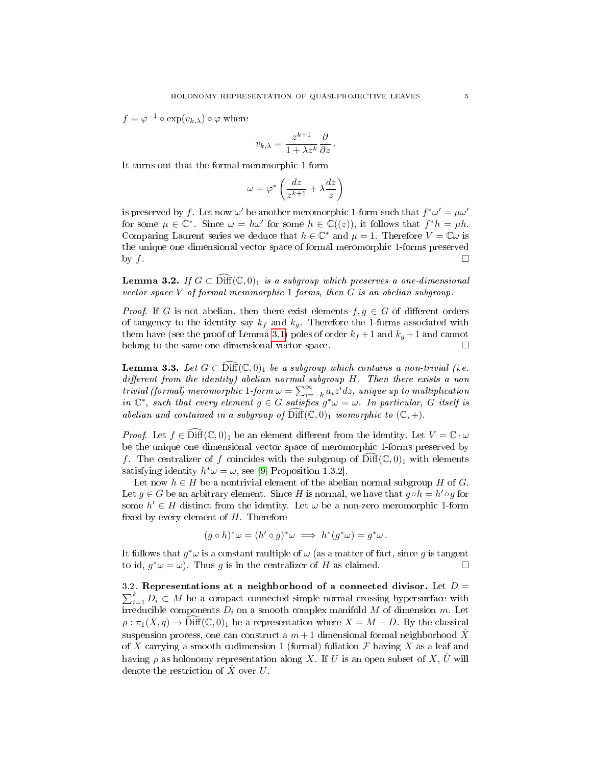$f = \varphi^{-1} \circ \exp(v_{k,\lambda}) \circ \varphi$ where

$$v_{k,\lambda} = \frac{z^{k+1}}{1+\lambda z^k}\frac{\partial}{\partial z}.$$

It turns out that the formal meromorphic 1-form

$$\omega = \varphi^*\left(\frac{dz}{z^{k+1}} + \lambda\frac{dz}{z}\right)$$

is preserved by $f$. Let now $\omega'$ be another meromorphic 1-form such that $f^*\omega' = \mu\omega'$ for some $\mu \in \mathbb{C}^*$. Since $\omega = h\omega'$ for some $h \in \mathbb{C}((z))$, it follows that $f^*h = \mu h$. Comparing Laurent series we deduce that $h \in \mathbb{C}^*$ and $\mu = 1$. Therefore $V = \mathbb{C}\omega$ is the unique one dimensional vector space of formal meromorphic 1-forms preserved by $f$. □

**Lemma 3.2.** *If $G \subset \widehat{\mathrm{Diff}}(\mathbb{C},0)_1$ is a subgroup which preserves a one-dimensional vector space $V$ of formal meromorphic 1-forms, then $G$ is an abelian subgroup.*

*Proof.* If $G$ is not abelian, then there exist elements $f, g \in G$ of different orders of tangency to the identity say $k_f$ and $k_g$. Therefore the 1-forms associated with them have (see the proof of Lemma 3.1) poles of order $k_f + 1$ and $k_g + 1$ and cannot belong to the same one dimensional vector space. □

**Lemma 3.3.** *Let $G \subset \widehat{\mathrm{Diff}}(\mathbb{C},0)_1$ be a subgroup which contains a non-trivial (i.e. different from the identity) abelian normal subgroup $H$. Then there exists a non trivial (formal) meromorphic 1-form $\omega = \sum_{i=-k}^{\infty} a_i z^i dz$, unique up to multiplication in $\mathbb{C}^*$, such that every element $g \in G$ satisfies $g^*\omega = \omega$. In particular, $G$ itself is abelian and contained in a subgroup of $\widehat{\mathrm{Diff}}(\mathbb{C},0)_1$ isomorphic to $(\mathbb{C},+)$.*

*Proof.* Let $f \in \widehat{\mathrm{Diff}}(\mathbb{C},0)_1$ be an element different from the identity. Let $V = \mathbb{C}\cdot\omega$ be the unique one dimensional vector space of meromorphic 1-forms preserved by $f$. The centralizer of $f$ coincides with the subgroup of $\widehat{\mathrm{Diff}}(\mathbb{C},0)_1$ with elements satisfying identity $h^*\omega = \omega$, see [9] Proposition 1.3.2].

Let now $h \in H$ be a nontrivial element of the abelian normal subgroup $H$ of $G$. Let $g \in G$ be an arbitrary element. Since $H$ is normal, we have that $g \circ h = h' \circ g$ for some $h' \in H$ distinct from the identity. Let $\omega$ be a non-zero meromorphic 1-form fixed by every element of $H$. Therefore

$$(g \circ h)^*\omega = (h' \circ g)^*\omega \implies h^*(g^*\omega) = g^*\omega.$$

It follows that $g^*\omega$ is a constant multiple of $\omega$ (as a matter of fact, since $g$ is tangent to id, $g^*\omega = \omega$). Thus $g$ is in the centralizer of $H$ as claimed. □

3.2. **Representations at a neighborhood of a connected divisor.** Let $D = \sum_{i=1}^{k} D_i \subset M$ be a compact connected simple normal crossing hypersurface with irreducible components $D_i$ on a smooth complex manifold $M$ of dimension $m$. Let $\rho : \pi_1(X,q) \to \widehat{\mathrm{Diff}}(\mathbb{C},0)_1$ be a representation where $X = M - D$. By the classical suspension process, one can construct a $m+1$ dimensional formal neighborhood $\hat{X}$ of $X$ carrying a smooth codimension 1 (formal) foliation $\mathcal{F}$ having $X$ as a leaf and having $\rho$ as holonomy representation along $X$. If $U$ is an open subset of $X$, $\hat{U}$ will denote the restriction of $\hat{X}$ over $U$.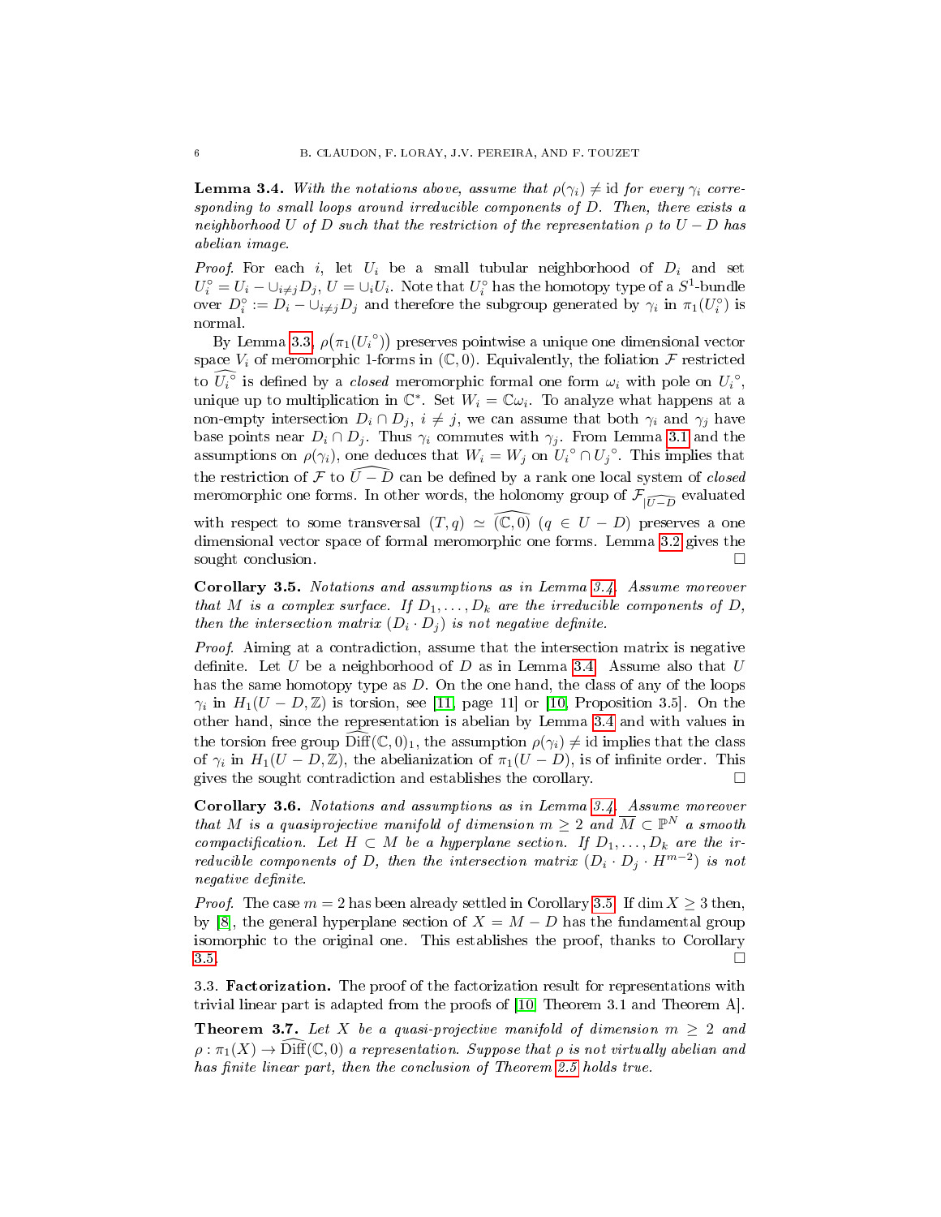**Lemma 3.4.** *With the notations above, assume that $\rho(\gamma_i) \neq \mathrm{id}$ for every $\gamma_i$ corresponding to small loops around irreducible components of $D$. Then, there exists a neighborhood $U$ of $D$ such that the restriction of the representation $\rho$ to $U - D$ has abelian image.*

*Proof.* For each $i$, let $U_i$ be a small tubular neighborhood of $D_i$ and set $U_i^\circ = U_i - \cup_{i\neq j} D_j$, $U = \cup_i U_i$. Note that $U_i^\circ$ has the homotopy type of a $S^1$-bundle over $D_i^\circ := D_i - \cup_{i\neq j} D_j$ and therefore the subgroup generated by $\gamma_i$ in $\pi_1(U_i^\circ)$ is normal.

By Lemma 3.3, $\rho\big(\pi_1({U_i}^\circ)\big)$ preserves pointwise a unique one dimensional vector space $V_i$ of meromorphic 1-forms in $(\mathbb{C}, 0)$. Equivalently, the foliation $\mathcal{F}$ restricted to $\widehat{{U_i}^\circ}$ is defined by a *closed* meromorphic formal one form $\omega_i$ with pole on ${U_i}^\circ$, unique up to multiplication in $\mathbb{C}^*$. Set $W_i = \mathbb{C}\omega_i$. To analyze what happens at a non-empty intersection $D_i \cap D_j$, $i \neq j$, we can assume that both $\gamma_i$ and $\gamma_j$ have base points near $D_i \cap D_j$. Thus $\gamma_i$ commutes with $\gamma_j$. From Lemma 3.1 and the assumptions on $\rho(\gamma_i)$, one deduces that $W_i = W_j$ on ${U_i}^\circ \cap {U_j}^\circ$. This implies that the restriction of $\mathcal{F}$ to $\widehat{U - D}$ can be defined by a rank one local system of *closed* meromorphic one forms. In other words, the holonomy group of $\mathcal{F}_{|\widehat{U-D}}$ evaluated with respect to some transversal $(T, q) \simeq \widehat{(\mathbb{C}, 0)}$ $(q \in U - D)$ preserves a one dimensional vector space of formal meromorphic one forms. Lemma 3.2 gives the sought conclusion. □

**Corollary 3.5.** *Notations and assumptions as in Lemma 3.4. Assume moreover that $M$ is a complex surface. If $D_1, \ldots, D_k$ are the irreducible components of $D$, then the intersection matrix $(D_i \cdot D_j)$ is not negative definite.*

*Proof.* Aiming at a contradiction, assume that the intersection matrix is negative definite. Let $U$ be a neighborhood of $D$ as in Lemma 3.4. Assume also that $U$ has the same homotopy type as $D$. On the one hand, the class of any of the loops $\gamma_i$ in $H_1(U - D, \mathbb{Z})$ is torsion, see [11, page 11] or [10, Proposition 3.5]. On the other hand, since the representation is abelian by Lemma 3.4 and with values in the torsion free group $\widehat{\mathrm{Diff}}(\mathbb{C}, 0)_1$, the assumption $\rho(\gamma_i) \neq \mathrm{id}$ implies that the class of $\gamma_i$ in $H_1(U - D, \mathbb{Z})$, the abelianization of $\pi_1(U - D)$, is of infinite order. This gives the sought contradiction and establishes the corollary. □

**Corollary 3.6.** *Notations and assumptions as in Lemma 3.4. Assume moreover that $M$ is a quasiprojective manifold of dimension $m \geq 2$ and $\overline{M} \subset \mathbb{P}^N$ a smooth compactification. Let $H \subset M$ be a hyperplane section. If $D_1, \ldots, D_k$ are the irreducible components of $D$, then the intersection matrix $(D_i \cdot D_j \cdot H^{m-2})$ is not negative definite.*

*Proof.* The case $m = 2$ has been already settled in Corollary 3.5. If $\dim X \geq 3$ then, by [8], the general hyperplane section of $X = M - D$ has the fundamental group isomorphic to the original one. This establishes the proof, thanks to Corollary 3.5. □

3.3. **Factorization.** The proof of the factorization result for representations with trivial linear part is adapted from the proofs of [10, Theorem 3.1 and Theorem A].

**Theorem 3.7.** *Let $X$ be a quasi-projective manifold of dimension $m \geq 2$ and $\rho : \pi_1(X) \to \widehat{\mathrm{Diff}}(\mathbb{C}, 0)$ a representation. Suppose that $\rho$ is not virtually abelian and has finite linear part, then the conclusion of Theorem 2.5 holds true.*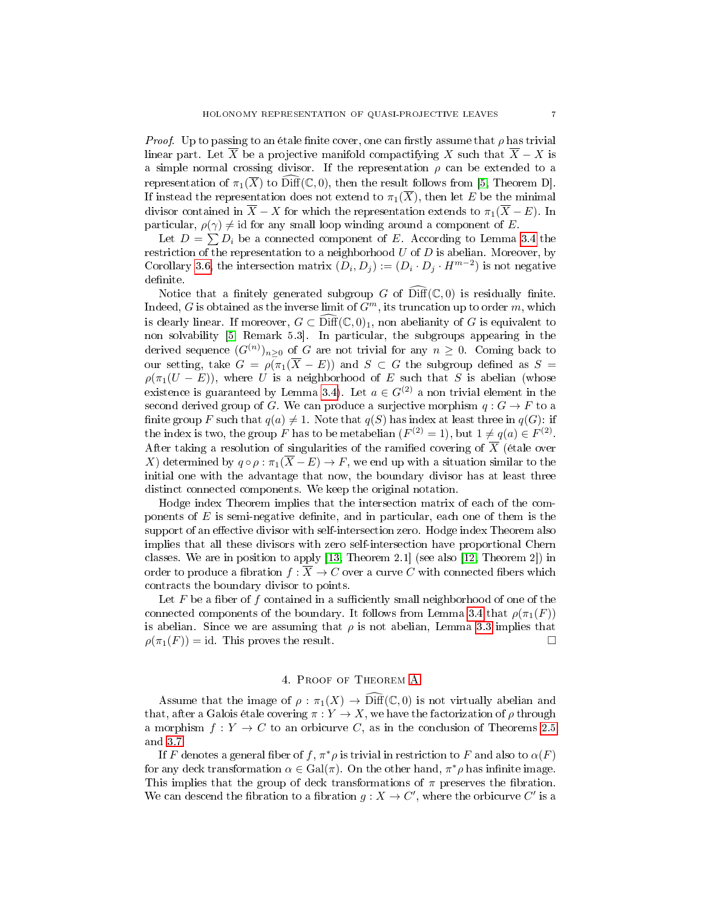*Proof.* Up to passing to an étale finite cover, one can firstly assume that $\rho$ has trivial linear part. Let $\overline{X}$ be a projective manifold compactifying $X$ such that $\overline{X} - X$ is a simple normal crossing divisor. If the representation $\rho$ can be extended to a representation of $\pi_1(\overline{X})$ to $\widehat{\mathrm{Diff}}(\mathbb{C}, 0)$, then the result follows from [5, Theorem D]. If instead the representation does not extend to $\pi_1(\overline{X})$, then let $E$ be the minimal divisor contained in $\overline{X} - X$ for which the representation extends to $\pi_1(\overline{X} - E)$. In particular, $\rho(\gamma) \neq \mathrm{id}$ for any small loop winding around a component of $E$.

Let $D = \sum D_i$ be a connected component of $E$. According to Lemma 3.4 the restriction of the representation to a neighborhood $U$ of $D$ is abelian. Moreover, by Corollary 3.6, the intersection matrix $(D_i, D_j) := (D_i \cdot D_j \cdot H^{m-2})$ is not negative definite.

Notice that a finitely generated subgroup $G$ of $\widehat{\mathrm{Diff}}(\mathbb{C}, 0)$ is residually finite. Indeed, $G$ is obtained as the inverse limit of $G^m$, its truncation up to order $m$, which is clearly linear. If moreover, $G \subset \widehat{\mathrm{Diff}}(\mathbb{C}, 0)_1$, non abelianity of $G$ is equivalent to non solvability [5, Remark 5.3]. In particular, the subgroups appearing in the derived sequence $(G^{(n)})_{n \geq 0}$ of $G$ are not trivial for any $n \geq 0$. Coming back to our setting, take $G = \rho(\pi_1(\overline{X} - E))$ and $S \subset G$ the subgroup defined as $S = \rho(\pi_1(U - E))$, where $U$ is a neighborhood of $E$ such that $S$ is abelian (whose existence is guaranteed by Lemma 3.4). Let $a \in G^{(2)}$ a non trivial element in the second derived group of $G$. We can produce a surjective morphism $q : G \to F$ to a finite group $F$ such that $q(a) \neq 1$. Note that $q(S)$ has index at least three in $q(G)$: if the index is two, the group $F$ has to be metabelian ($F^{(2)} = 1$), but $1 \neq q(a) \in F^{(2)}$. After taking a resolution of singularities of the ramified covering of $\overline{X}$ (étale over $X$) determined by $q \circ \rho : \pi_1(\overline{X} - E) \to F$, we end up with a situation similar to the initial one with the advantage that now, the boundary divisor has at least three distinct connected components. We keep the original notation.

Hodge index Theorem implies that the intersection matrix of each of the components of $E$ is semi-negative definite, and in particular, each one of them is the support of an effective divisor with self-intersection zero. Hodge index Theorem also implies that all these divisors with zero self-intersection have proportional Chern classes. We are in position to apply [13, Theorem 2.1] (see also [12, Theorem 2]) in order to produce a fibration $f : \overline{X} \to C$ over a curve $C$ with connected fibers which contracts the boundary divisor to points.

Let $F$ be a fiber of $f$ contained in a sufficiently small neighborhood of one of the connected components of the boundary. It follows from Lemma 3.4 that $\rho(\pi_1(F))$ is abelian. Since we are assuming that $\rho$ is not abelian, Lemma 3.3 implies that $\rho(\pi_1(F)) = \mathrm{id}$. This proves the result. □

## 4. Proof of Theorem A

Assume that the image of $\rho : \pi_1(X) \to \widehat{\mathrm{Diff}}(\mathbb{C}, 0)$ is not virtually abelian and that, after a Galois étale covering $\pi : Y \to X$, we have the factorization of $\rho$ through a morphism $f : Y \to C$ to an orbicurve $C$, as in the conclusion of Theorems 2.5 and 3.7.

If $F$ denotes a general fiber of $f$, $\pi^*\rho$ is trivial in restriction to $F$ and also to $\alpha(F)$ for any deck transformation $\alpha \in \mathrm{Gal}(\pi)$. On the other hand, $\pi^*\rho$ has infinite image. This implies that the group of deck transformations of $\pi$ preserves the fibration. We can descend the fibration to a fibration $g : X \to C'$, where the orbicurve $C'$ is a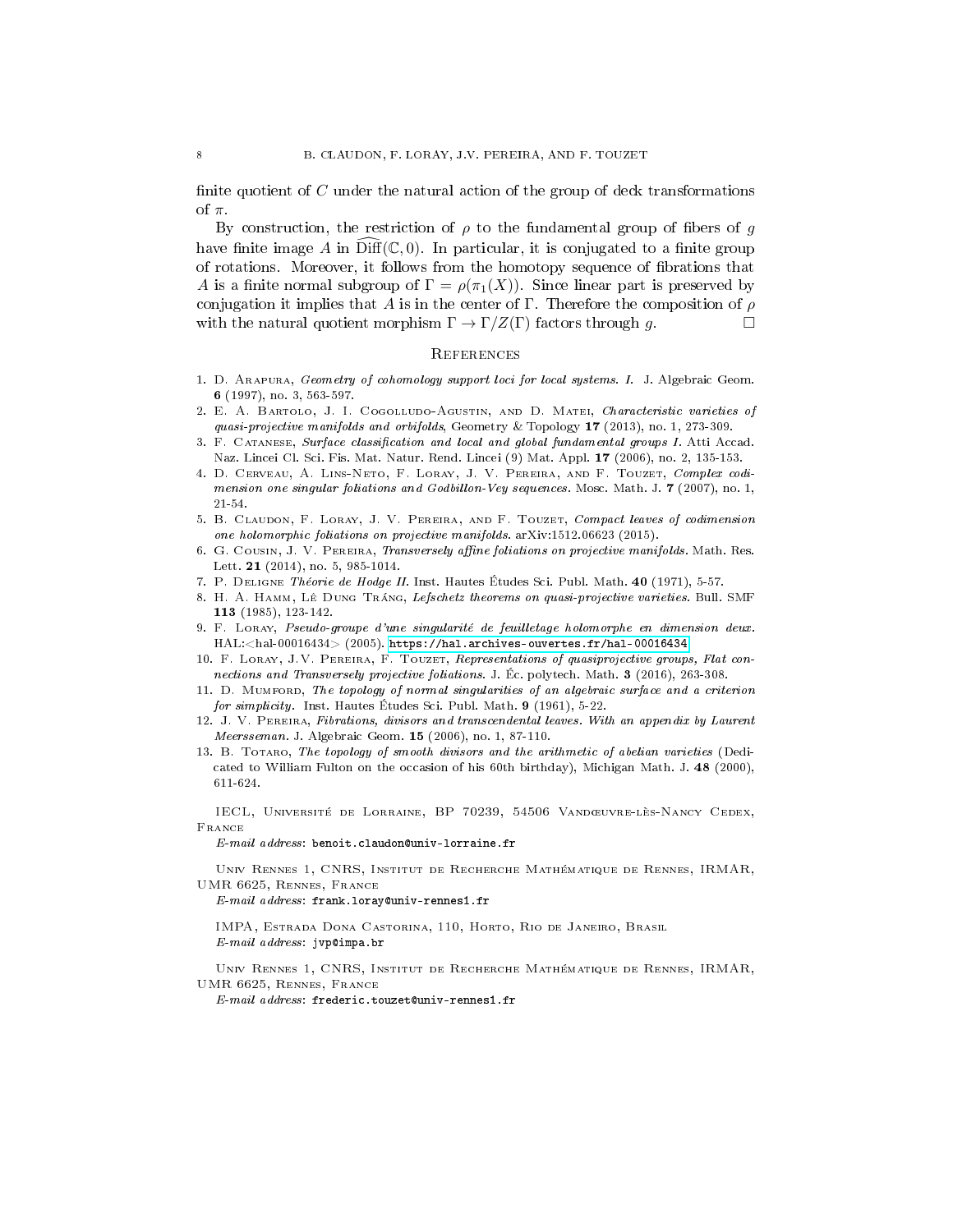finite quotient of $C$ under the natural action of the group of deck transformations of $\pi$.

By construction, the restriction of $\rho$ to the fundamental group of fibers of $g$ have finite image $A$ in $\widehat{\mathrm{Diff}}(\mathbb{C},0)$. In particular, it is conjugated to a finite group of rotations. Moreover, it follows from the homotopy sequence of fibrations that $A$ is a finite normal subgroup of $\Gamma = \rho(\pi_1(X))$. Since linear part is preserved by conjugation it implies that $A$ is in the center of $\Gamma$. Therefore the composition of $\rho$ with the natural quotient morphism $\Gamma \to \Gamma/Z(\Gamma)$ factors through $g$. □

## References

1. D. Arapura, *Geometry of cohomology support loci for local systems. I.* J. Algebraic Geom. **6** (1997), no. 3, 563-597.
2. E. A. Bartolo, J. I. Cogolludo-Agustin, and D. Matei, *Characteristic varieties of quasi-projective manifolds and orbifolds*, Geometry & Topology **17** (2013), no. 1, 273-309.
3. F. Catanese, *Surface classification and local and global fundamental groups I*. Atti Accad. Naz. Lincei Cl. Sci. Fis. Mat. Natur. Rend. Lincei (9) Mat. Appl. **17** (2006), no. 2, 135-153.
4. D. Cerveau, A. Lins-Neto, F. Loray, J. V. Pereira, and F. Touzet, *Complex codimension one singular foliations and Godbillon-Vey sequences.* Mosc. Math. J. **7** (2007), no. 1, 21-54.
5. B. Claudon, F. Loray, J. V. Pereira, and F. Touzet, *Compact leaves of codimension one holomorphic foliations on projective manifolds.* arXiv:1512.06623 (2015).
6. G. Cousin, J. V. Pereira, *Transversely affine foliations on projective manifolds.* Math. Res. Lett. **21** (2014), no. 5, 985-1014.
7. P. Deligne *Théorie de Hodge II.* Inst. Hautes Études Sci. Publ. Math. **40** (1971), 5-57.
8. H. A. Hamm, Lê Dung Tráng, *Lefschetz theorems on quasi-projective varieties.* Bull. SMF **113** (1985), 123-142.
9. F. Loray, *Pseudo-groupe d'une singularité de feuilletage holomorphe en dimension deux.* HAL:<hal-00016434> (2005). https://hal.archives-ouvertes.fr/hal-00016434
10. F. Loray, J.V. Pereira, F. Touzet, *Representations of quasiprojective groups, Flat connections and Transversely projective foliations.* J. Éc. polytech. Math. **3** (2016), 263-308.
11. D. Mumford, *The topology of normal singularities of an algebraic surface and a criterion for simplicity.* Inst. Hautes Études Sci. Publ. Math. **9** (1961), 5-22.
12. J. V. Pereira, *Fibrations, divisors and transcendental leaves. With an appendix by Laurent Meersseman.* J. Algebraic Geom. **15** (2006), no. 1, 87-110.
13. B. Totaro, *The topology of smooth divisors and the arithmetic of abelian varieties* (Dedicated to William Fulton on the occasion of his 60th birthday), Michigan Math. J. **48** (2000), 611-624.

IECL, Université de Lorraine, BP 70239, 54506 Vandœuvre-lès-Nancy Cedex, France

*E-mail address*: benoit.claudon@univ-lorraine.fr

Univ Rennes 1, CNRS, Institut de Recherche Mathématique de Rennes, IRMAR, UMR 6625, Rennes, France

*E-mail address*: frank.loray@univ-rennes1.fr

IMPA, Estrada Dona Castorina, 110, Horto, Rio de Janeiro, Brasil

*E-mail address*: jvp@impa.br

Univ Rennes 1, CNRS, Institut de Recherche Mathématique de Rennes, IRMAR, UMR 6625, Rennes, France

*E-mail address*: frederic.touzet@univ-rennes1.fr